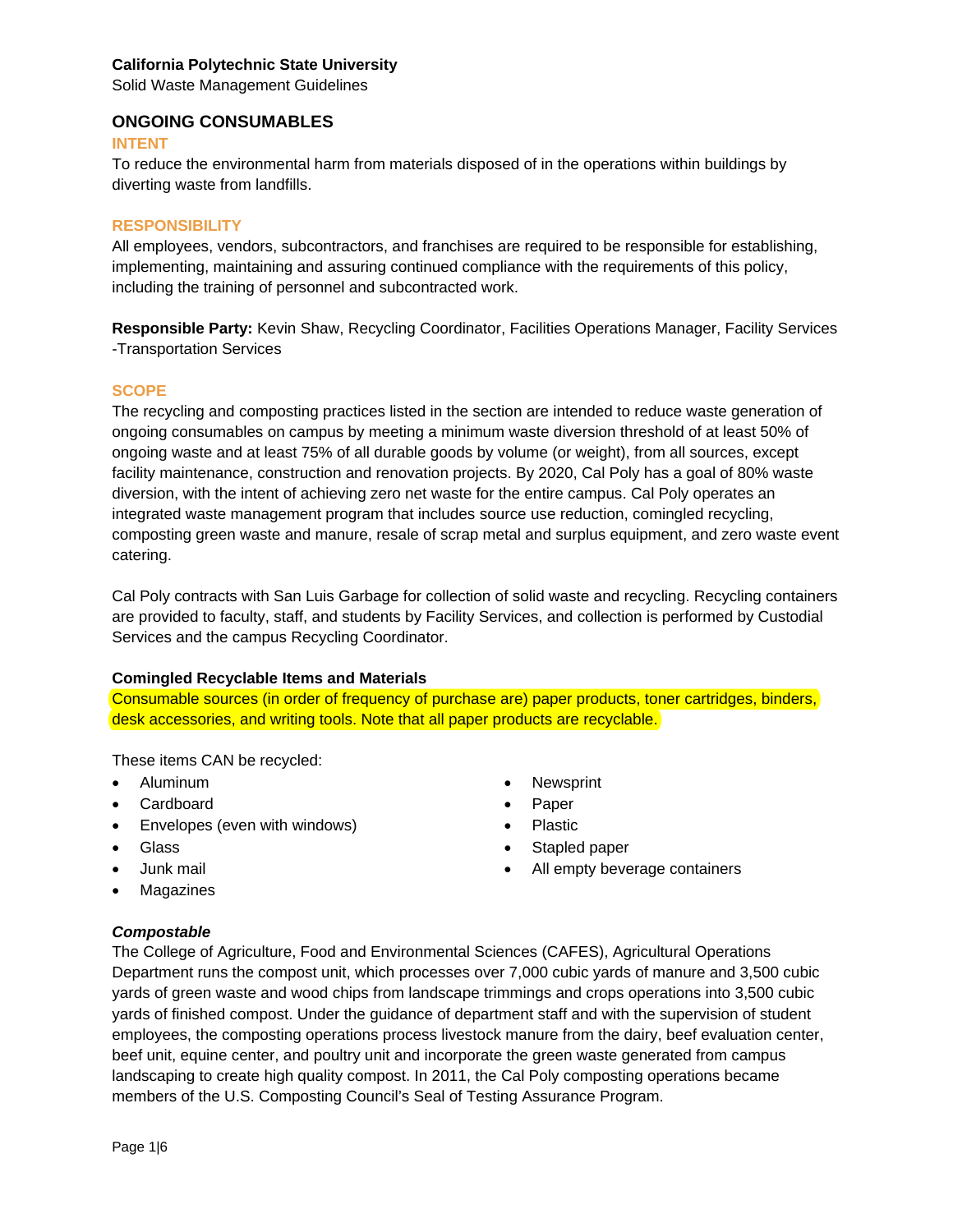**California Polytechnic State University**
Solid Waste Management Guidelines

## ONGOING CONSUMABLES

### INTENT

To reduce the environmental harm from materials disposed of in the operations within buildings by diverting waste from landfills.

### RESPONSIBILITY

All employees, vendors, subcontractors, and franchises are required to be responsible for establishing, implementing, maintaining and assuring continued compliance with the requirements of this policy, including the training of personnel and subcontracted work.

**Responsible Party:** Kevin Shaw, Recycling Coordinator, Facilities Operations Manager, Facility Services -Transportation Services

### SCOPE

The recycling and composting practices listed in the section are intended to reduce waste generation of ongoing consumables on campus by meeting a minimum waste diversion threshold of at least 50% of ongoing waste and at least 75% of all durable goods by volume (or weight), from all sources, except facility maintenance, construction and renovation projects. By 2020, Cal Poly has a goal of 80% waste diversion, with the intent of achieving zero net waste for the entire campus. Cal Poly operates an integrated waste management program that includes source use reduction, comingled recycling, composting green waste and manure, resale of scrap metal and surplus equipment, and zero waste event catering.

Cal Poly contracts with San Luis Garbage for collection of solid waste and recycling. Recycling containers are provided to faculty, staff, and students by Facility Services, and collection is performed by Custodial Services and the campus Recycling Coordinator.

**Comingled Recyclable Items and Materials**

Consumable sources (in order of frequency of purchase are) paper products, toner cartridges, binders, desk accessories, and writing tools. Note that all paper products are recyclable.

These items CAN be recycled:

- Aluminum
- Cardboard
- Envelopes (even with windows)
- Glass
- Junk mail
- Magazines
- Newsprint
- Paper
- Plastic
- Stapled paper
- All empty beverage containers

***Compostable***

The College of Agriculture, Food and Environmental Sciences (CAFES), Agricultural Operations Department runs the compost unit, which processes over 7,000 cubic yards of manure and 3,500 cubic yards of green waste and wood chips from landscape trimmings and crops operations into 3,500 cubic yards of finished compost. Under the guidance of department staff and with the supervision of student employees, the composting operations process livestock manure from the dairy, beef evaluation center, beef unit, equine center, and poultry unit and incorporate the green waste generated from campus landscaping to create high quality compost. In 2011, the Cal Poly composting operations became members of the U.S. Composting Council's Seal of Testing Assurance Program.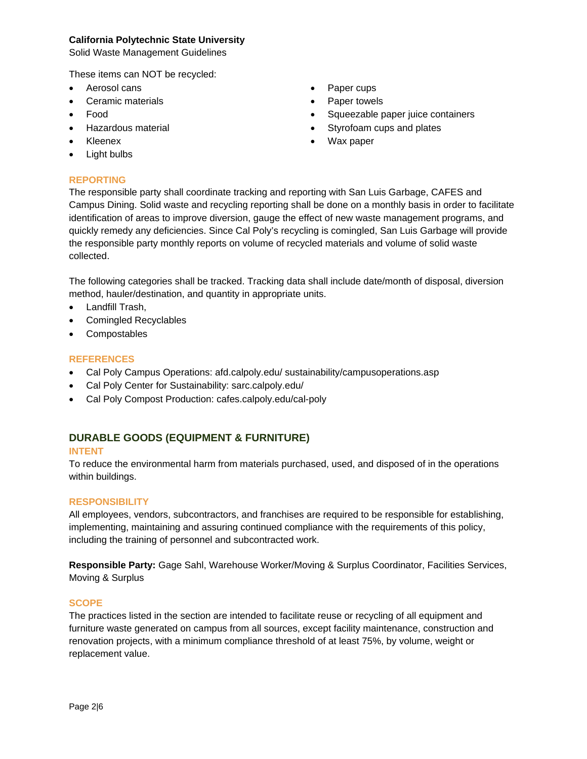These items can NOT be recycled:

- Aerosol cans
- Ceramic materials
- Food
- Hazardous material
- Kleenex
- Light bulbs
- Paper cups
- Paper towels
- Squeezable paper juice containers
- Styrofoam cups and plates
- Wax paper

### REPORTING

The responsible party shall coordinate tracking and reporting with San Luis Garbage, CAFES and Campus Dining. Solid waste and recycling reporting shall be done on a monthly basis in order to facilitate identification of areas to improve diversion, gauge the effect of new waste management programs, and quickly remedy any deficiencies. Since Cal Poly's recycling is comingled, San Luis Garbage will provide the responsible party monthly reports on volume of recycled materials and volume of solid waste collected.

The following categories shall be tracked. Tracking data shall include date/month of disposal, diversion method, hauler/destination, and quantity in appropriate units.

- Landfill Trash,
- Comingled Recyclables
- Compostables

### REFERENCES

- Cal Poly Campus Operations: afd.calpoly.edu/ sustainability/campusoperations.asp
- Cal Poly Center for Sustainability: sarc.calpoly.edu/
- Cal Poly Compost Production: cafes.calpoly.edu/cal-poly

## DURABLE GOODS (EQUIPMENT & FURNITURE)

### INTENT

To reduce the environmental harm from materials purchased, used, and disposed of in the operations within buildings.

### RESPONSIBILITY

All employees, vendors, subcontractors, and franchises are required to be responsible for establishing, implementing, maintaining and assuring continued compliance with the requirements of this policy, including the training of personnel and subcontracted work.

**Responsible Party:** Gage Sahl, Warehouse Worker/Moving & Surplus Coordinator, Facilities Services, Moving & Surplus

### SCOPE

The practices listed in the section are intended to facilitate reuse or recycling of all equipment and furniture waste generated on campus from all sources, except facility maintenance, construction and renovation projects, with a minimum compliance threshold of at least 75%, by volume, weight or replacement value.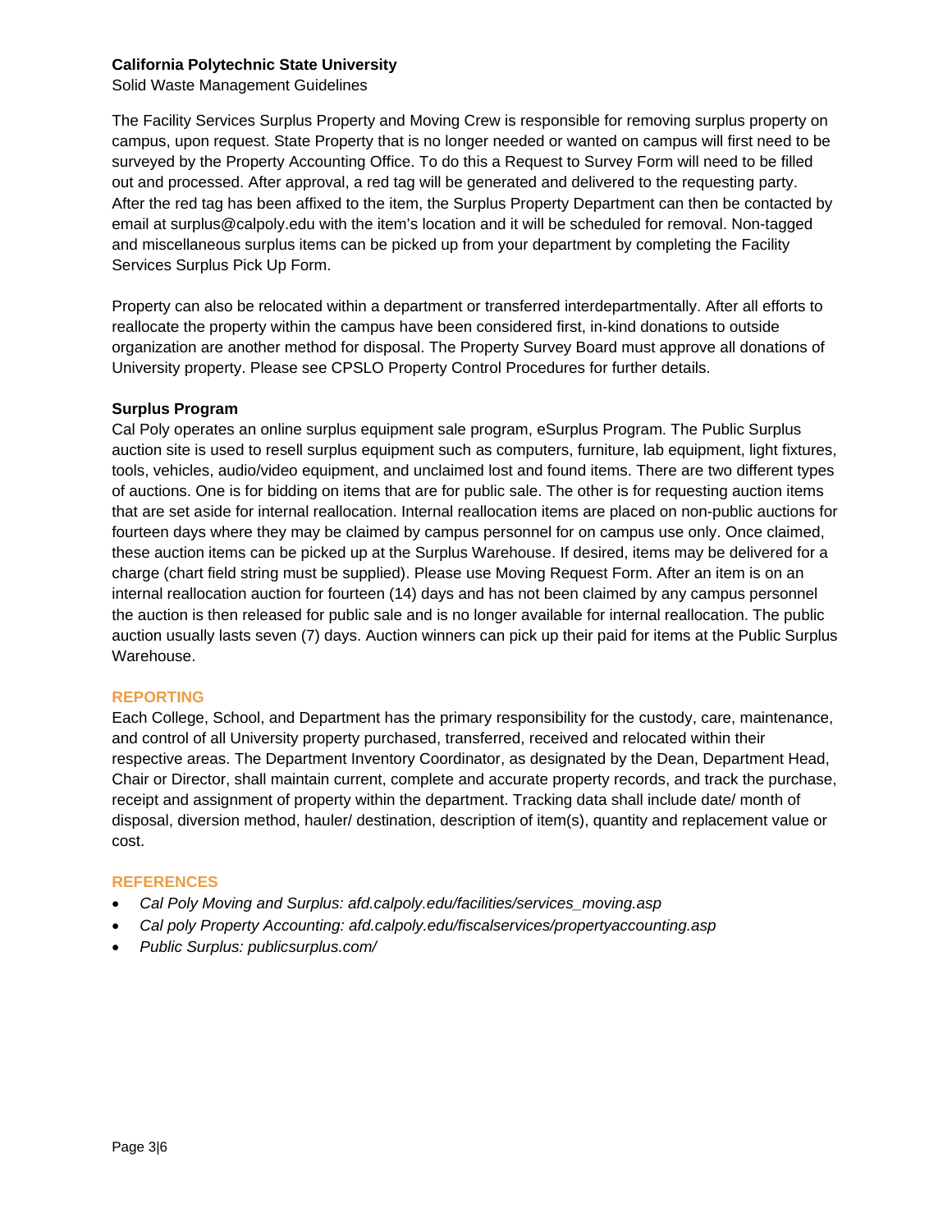The Facility Services Surplus Property and Moving Crew is responsible for removing surplus property on campus, upon request. State Property that is no longer needed or wanted on campus will first need to be surveyed by the Property Accounting Office. To do this a Request to Survey Form will need to be filled out and processed. After approval, a red tag will be generated and delivered to the requesting party. After the red tag has been affixed to the item, the Surplus Property Department can then be contacted by email at surplus@calpoly.edu with the item's location and it will be scheduled for removal. Non-tagged and miscellaneous surplus items can be picked up from your department by completing the Facility Services Surplus Pick Up Form.

Property can also be relocated within a department or transferred interdepartmentally. After all efforts to reallocate the property within the campus have been considered first, in-kind donations to outside organization are another method for disposal. The Property Survey Board must approve all donations of University property. Please see CPSLO Property Control Procedures for further details.

### Surplus Program

Cal Poly operates an online surplus equipment sale program, eSurplus Program. The Public Surplus auction site is used to resell surplus equipment such as computers, furniture, lab equipment, light fixtures, tools, vehicles, audio/video equipment, and unclaimed lost and found items. There are two different types of auctions. One is for bidding on items that are for public sale. The other is for requesting auction items that are set aside for internal reallocation. Internal reallocation items are placed on non-public auctions for fourteen days where they may be claimed by campus personnel for on campus use only. Once claimed, these auction items can be picked up at the Surplus Warehouse. If desired, items may be delivered for a charge (chart field string must be supplied). Please use Moving Request Form. After an item is on an internal reallocation auction for fourteen (14) days and has not been claimed by any campus personnel the auction is then released for public sale and is no longer available for internal reallocation. The public auction usually lasts seven (7) days. Auction winners can pick up their paid for items at the Public Surplus Warehouse.

## REPORTING

Each College, School, and Department has the primary responsibility for the custody, care, maintenance, and control of all University property purchased, transferred, received and relocated within their respective areas. The Department Inventory Coordinator, as designated by the Dean, Department Head, Chair or Director, shall maintain current, complete and accurate property records, and track the purchase, receipt and assignment of property within the department. Tracking data shall include date/ month of disposal, diversion method, hauler/ destination, description of item(s), quantity and replacement value or cost.

## REFERENCES

- *Cal Poly Moving and Surplus: afd.calpoly.edu/facilities/services_moving.asp*
- *Cal poly Property Accounting: afd.calpoly.edu/fiscalservices/propertyaccounting.asp*
- *Public Surplus: publicsurplus.com/*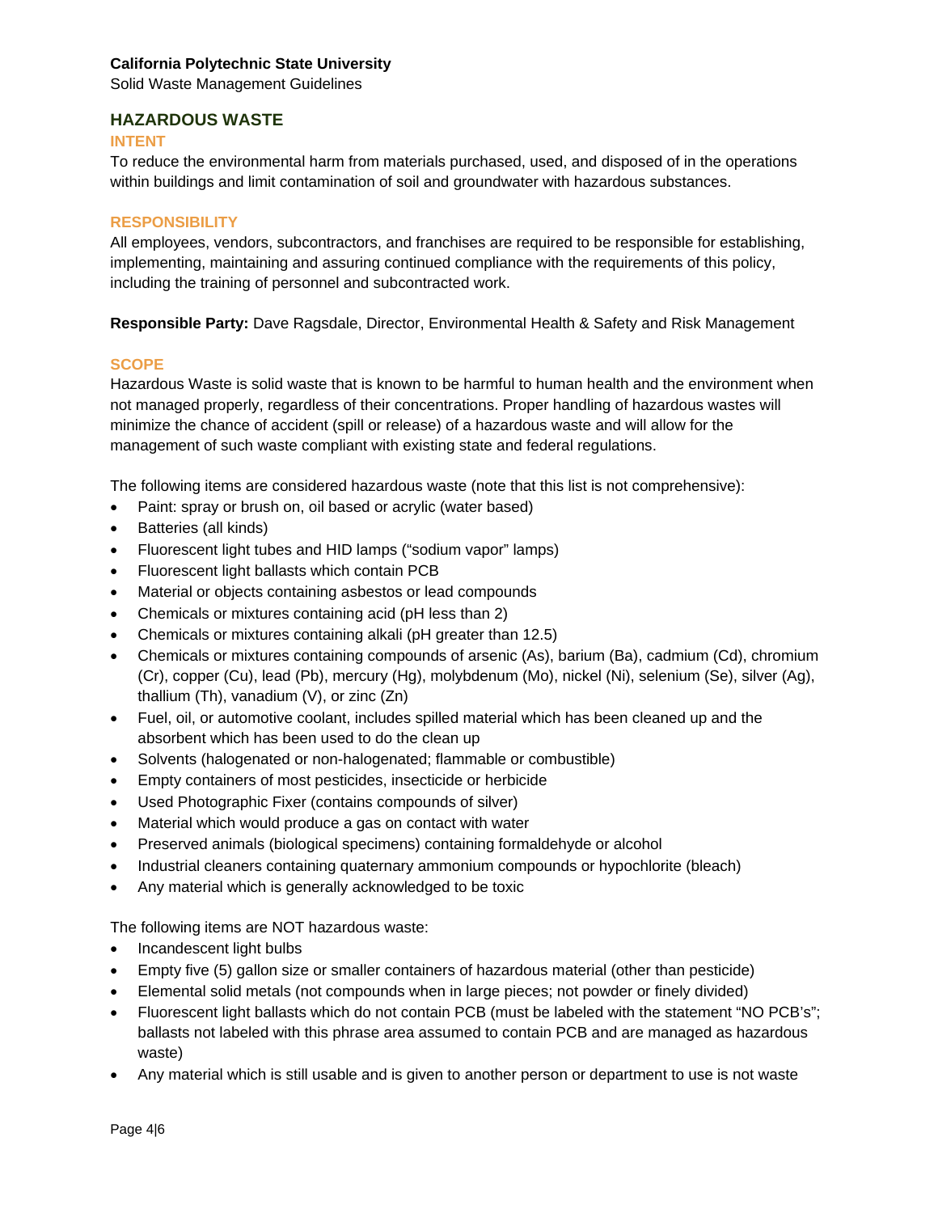## HAZARDOUS WASTE

### INTENT

To reduce the environmental harm from materials purchased, used, and disposed of in the operations within buildings and limit contamination of soil and groundwater with hazardous substances.

### RESPONSIBILITY

All employees, vendors, subcontractors, and franchises are required to be responsible for establishing, implementing, maintaining and assuring continued compliance with the requirements of this policy, including the training of personnel and subcontracted work.

**Responsible Party:** Dave Ragsdale, Director, Environmental Health & Safety and Risk Management

### SCOPE

Hazardous Waste is solid waste that is known to be harmful to human health and the environment when not managed properly, regardless of their concentrations. Proper handling of hazardous wastes will minimize the chance of accident (spill or release) of a hazardous waste and will allow for the management of such waste compliant with existing state and federal regulations.

The following items are considered hazardous waste (note that this list is not comprehensive):

- Paint: spray or brush on, oil based or acrylic (water based)
- Batteries (all kinds)
- Fluorescent light tubes and HID lamps ("sodium vapor" lamps)
- Fluorescent light ballasts which contain PCB
- Material or objects containing asbestos or lead compounds
- Chemicals or mixtures containing acid (pH less than 2)
- Chemicals or mixtures containing alkali (pH greater than 12.5)
- Chemicals or mixtures containing compounds of arsenic (As), barium (Ba), cadmium (Cd), chromium (Cr), copper (Cu), lead (Pb), mercury (Hg), molybdenum (Mo), nickel (Ni), selenium (Se), silver (Ag), thallium (Th), vanadium (V), or zinc (Zn)
- Fuel, oil, or automotive coolant, includes spilled material which has been cleaned up and the absorbent which has been used to do the clean up
- Solvents (halogenated or non-halogenated; flammable or combustible)
- Empty containers of most pesticides, insecticide or herbicide
- Used Photographic Fixer (contains compounds of silver)
- Material which would produce a gas on contact with water
- Preserved animals (biological specimens) containing formaldehyde or alcohol
- Industrial cleaners containing quaternary ammonium compounds or hypochlorite (bleach)
- Any material which is generally acknowledged to be toxic

The following items are NOT hazardous waste:

- Incandescent light bulbs
- Empty five (5) gallon size or smaller containers of hazardous material (other than pesticide)
- Elemental solid metals (not compounds when in large pieces; not powder or finely divided)
- Fluorescent light ballasts which do not contain PCB (must be labeled with the statement "NO PCB's"; ballasts not labeled with this phrase area assumed to contain PCB and are managed as hazardous waste)
- Any material which is still usable and is given to another person or department to use is not waste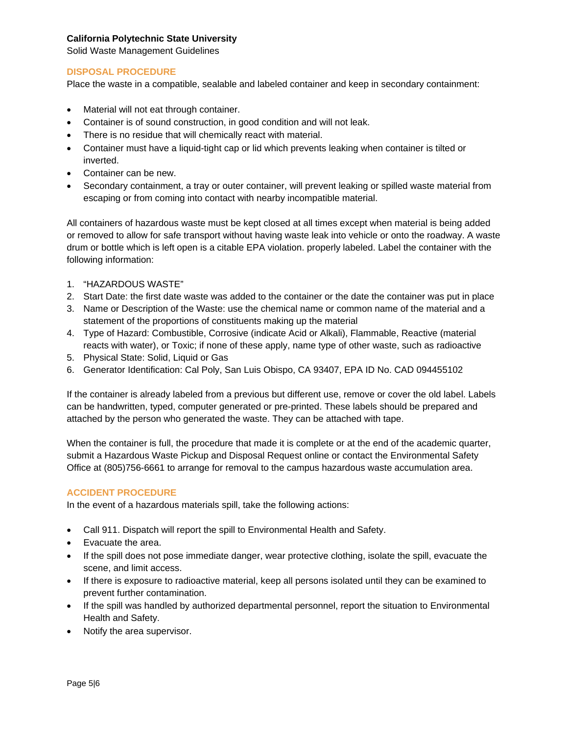## DISPOSAL PROCEDURE

Place the waste in a compatible, sealable and labeled container and keep in secondary containment:

- Material will not eat through container.
- Container is of sound construction, in good condition and will not leak.
- There is no residue that will chemically react with material.
- Container must have a liquid-tight cap or lid which prevents leaking when container is tilted or inverted.
- Container can be new.
- Secondary containment, a tray or outer container, will prevent leaking or spilled waste material from escaping or from coming into contact with nearby incompatible material.

All containers of hazardous waste must be kept closed at all times except when material is being added or removed to allow for safe transport without having waste leak into vehicle or onto the roadway. A waste drum or bottle which is left open is a citable EPA violation. properly labeled. Label the container with the following information:

1. "HAZARDOUS WASTE"
2. Start Date: the first date waste was added to the container or the date the container was put in place
3. Name or Description of the Waste: use the chemical name or common name of the material and a statement of the proportions of constituents making up the material
4. Type of Hazard: Combustible, Corrosive (indicate Acid or Alkali), Flammable, Reactive (material reacts with water), or Toxic; if none of these apply, name type of other waste, such as radioactive
5. Physical State: Solid, Liquid or Gas
6. Generator Identification: Cal Poly, San Luis Obispo, CA 93407, EPA ID No. CAD 094455102

If the container is already labeled from a previous but different use, remove or cover the old label. Labels can be handwritten, typed, computer generated or pre-printed. These labels should be prepared and attached by the person who generated the waste. They can be attached with tape.

When the container is full, the procedure that made it is complete or at the end of the academic quarter, submit a Hazardous Waste Pickup and Disposal Request online or contact the Environmental Safety Office at (805)756-6661 to arrange for removal to the campus hazardous waste accumulation area.

## ACCIDENT PROCEDURE

In the event of a hazardous materials spill, take the following actions:

- Call 911. Dispatch will report the spill to Environmental Health and Safety.
- Evacuate the area.
- If the spill does not pose immediate danger, wear protective clothing, isolate the spill, evacuate the scene, and limit access.
- If there is exposure to radioactive material, keep all persons isolated until they can be examined to prevent further contamination.
- If the spill was handled by authorized departmental personnel, report the situation to Environmental Health and Safety.
- Notify the area supervisor.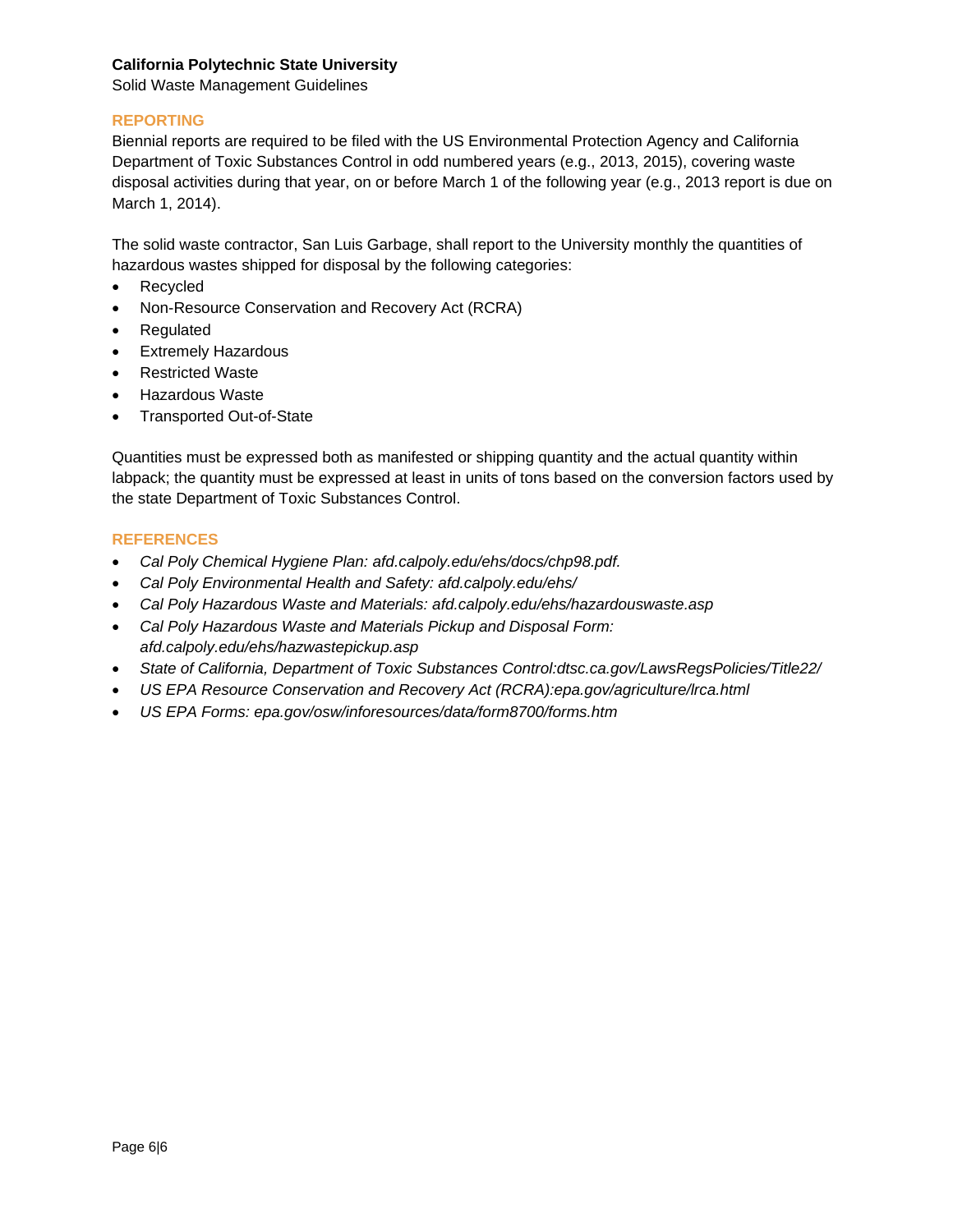## REPORTING

Biennial reports are required to be filed with the US Environmental Protection Agency and California Department of Toxic Substances Control in odd numbered years (e.g., 2013, 2015), covering waste disposal activities during that year, on or before March 1 of the following year (e.g., 2013 report is due on March 1, 2014).

The solid waste contractor, San Luis Garbage, shall report to the University monthly the quantities of hazardous wastes shipped for disposal by the following categories:

- Recycled
- Non-Resource Conservation and Recovery Act (RCRA)
- Regulated
- Extremely Hazardous
- Restricted Waste
- Hazardous Waste
- Transported Out-of-State

Quantities must be expressed both as manifested or shipping quantity and the actual quantity within labpack; the quantity must be expressed at least in units of tons based on the conversion factors used by the state Department of Toxic Substances Control.

## REFERENCES

- *Cal Poly Chemical Hygiene Plan: afd.calpoly.edu/ehs/docs/chp98.pdf.*
- *Cal Poly Environmental Health and Safety: afd.calpoly.edu/ehs/*
- *Cal Poly Hazardous Waste and Materials: afd.calpoly.edu/ehs/hazardouswaste.asp*
- *Cal Poly Hazardous Waste and Materials Pickup and Disposal Form: afd.calpoly.edu/ehs/hazwastepickup.asp*
- *State of California, Department of Toxic Substances Control:dtsc.ca.gov/LawsRegsPolicies/Title22/*
- *US EPA Resource Conservation and Recovery Act (RCRA):epa.gov/agriculture/lrca.html*
- *US EPA Forms: epa.gov/osw/inforesources/data/form8700/forms.htm*